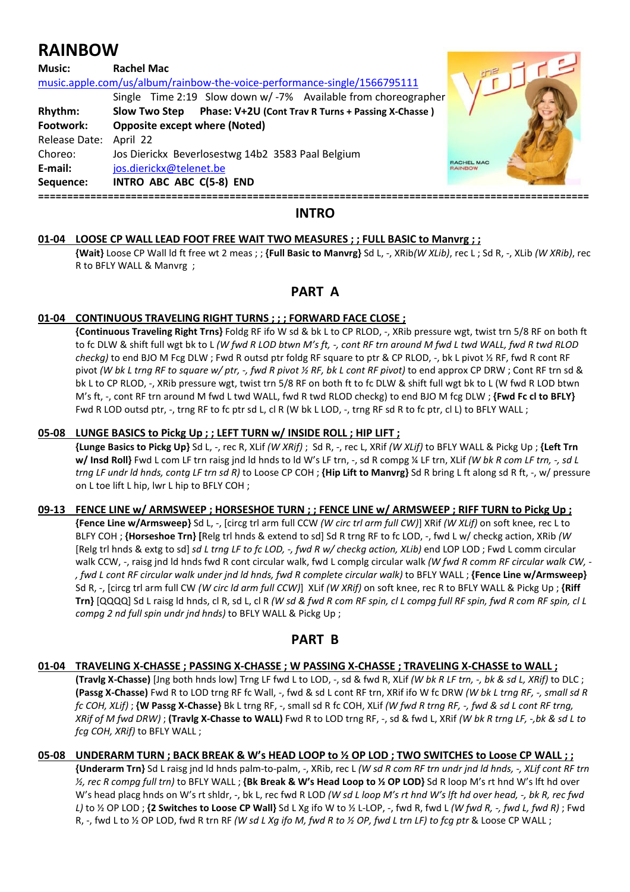# RAINBOW

**Music:** **Rachel Mac**
music.apple.com/us/album/rainbow-the-voice-performance-single/1566795111
Single Time 2:19 Slow down w/ -7% Available from choreographer
**Rhythm:** **Slow Two Step** **Phase: V+2U (Cont Trav R Turns + Passing X-Chasse )**
**Footwork:** **Opposite except where (Noted)**
Release Date: April 22
Choreo: Jos Dierickx Beverlosestwg 14b2 3583 Paal Belgium
**E-mail:** jos.dierickx@telenet.be
**Sequence:** **INTRO ABC ABC C(5-8) END**

==========================================================================================

## INTRO

**01-04 LOOSE CP WALL LEAD FOOT FREE WAIT TWO MEASURES ; ; FULL BASIC to Manvrg ; ;**
**{Wait}** Loose CP Wall ld ft free wt 2 meas ; ; **{Full Basic to Manvrg}** Sd L, -, XRib*(W XLib)*, rec L ; Sd R, -, XLib *(W XRib)*, rec R to BFLY WALL & Manvrg ;

## PART A

**01-04 CONTINUOUS TRAVELING RIGHT TURNS ; ; ; FORWARD FACE CLOSE ;**
**{Continuous Traveling Right Trns}** Foldg RF ifo W sd & bk L to CP RLOD, -, XRib pressure wgt, twist trn 5/8 RF on both ft to fc DLW & shift full wgt bk to L *(W fwd R LOD btwn M's ft, -, cont RF trn around M fwd L twd WALL, fwd R twd RLOD checkg)* to end BJO M Fcg DLW ; Fwd R outsd ptr foldg RF square to ptr & CP RLOD, -, bk L pivot ½ RF, fwd R cont RF pivot *(W bk L trng RF to square w/ ptr, -, fwd R pivot ½ RF, bk L cont RF pivot)* to end approx CP DRW ; Cont RF trn sd & bk L to CP RLOD, -, XRib pressure wgt, twist trn 5/8 RF on both ft to fc DLW & shift full wgt bk to L (W fwd R LOD btwn M's ft, -, cont RF trn around M fwd L twd WALL, fwd R twd RLOD checkg) to end BJO M fcg DLW ; **{Fwd Fc cl to BFLY}** Fwd R LOD outsd ptr, -, trng RF to fc ptr sd L, cl R (W bk L LOD, -, trng RF sd R to fc ptr, cl L) to BFLY WALL ;

**05-08 LUNGE BASICS to Pickg Up ; ; LEFT TURN w/ INSIDE ROLL ; HIP LIFT ;**
**{Lunge Basics to Pickg Up}** Sd L, -, rec R, XLif *(W XRif)* ; Sd R, -, rec L, XRif *(W XLif)* to BFLY WALL & Pickg Up ; **{Left Trn w/ Insd Roll}** Fwd L com LF trn raisg jnd ld hnds to ld W's LF trn, -, sd R compg ¼ LF trn, XLif *(W bk R com LF trn, -, sd L trng LF undr ld hnds, contg LF trn sd R)* to Loose CP COH ; **{Hip Lift to Manvrg}** Sd R bring L ft along sd R ft, -, w/ pressure on L toe lift L hip, lwr L hip to BFLY COH ;

**09-13 FENCE LINE w/ ARMSWEEP ; HORSESHOE TURN ; ; FENCE LINE w/ ARMSWEEP ; RIFF TURN to Pickg Up ;**
**{Fence Line w/Armsweep}** Sd L, -, [circg trl arm full CCW *(W circ trl arm full CW)*] XRif *(W XLif)* on soft knee, rec L to BLFY COH ; **{Horseshoe Trn}** **[**Relg trl hnds & extend to sd] Sd R trng RF to fc LOD, -, fwd L w/ checkg action, XRib *(W* [Relg trl hnds & extg to sd] *sd L trng LF to fc LOD, -, fwd R w/ checkg action, XLib)* end LOP LOD ; Fwd L comm circular walk CCW, -, raisg jnd ld hnds fwd R cont circular walk, fwd L complg circular walk *(W fwd R comm RF circular walk CW, -, fwd L cont RF circular walk under jnd ld hnds, fwd R complete circular walk)* to BFLY WALL ; **{Fence Line w/Armsweep}** Sd R, -, [circg trl arm full CW *(W circ ld arm full CCW)*] XLif *(W XRif)* on soft knee, rec R to BFLY WALL & Pickg Up ; **{Riff Trn}** [QQQQ] Sd L raisg ld hnds, cl R, sd L, cl R *(W sd & fwd R com RF spin, cl L compg full RF spin, fwd R com RF spin, cl L compg 2 nd full spin undr jnd hnds)* to BFLY WALL & Pickg Up ;

## PART B

**01-04 TRAVELING X-CHASSE ; PASSING X-CHASSE ; W PASSING X-CHASSE ; TRAVELING X-CHASSE to WALL ;**
**(Travlg X-Chasse)** [Jng both hnds low] Trng LF fwd L to LOD, -, sd & fwd R, XLif *(W bk R LF trn, -, bk & sd L, XRif)* to DLC ; **(Passg X-Chasse)** Fwd R to LOD trng RF to fc Wall, -, fwd & sd L cont RF trn, XRif ifo W fc DRW *(W bk L trng RF, -, small sd R fc COH, XLif)* ; **{W Passg X-Chasse}** Bk L trng RF, -, small sd R fc COH, XLif *(W fwd R trng RF, -, fwd & sd L cont RF trng, XRif of M fwd DRW)* ; **(Travlg X-Chasse to WALL)** Fwd R to LOD trng RF, -, sd & fwd L, XRif *(W bk R trng LF, -,bk & sd L to fcg COH, XRif)* to BFLY WALL ;

**05-08 UNDERARM TURN ; BACK BREAK & W's HEAD LOOP to ½ OP LOD ; TWO SWITCHES to Loose CP WALL ; ;**
**{Underarm Trn}** Sd L raisg jnd ld hnds palm-to-palm, -, XRib, rec L *(W sd R com RF trn undr jnd ld hnds, -, XLif cont RF trn ½, rec R compg full trn)* to BFLY WALL ; **{Bk Break & W's Head Loop to ½ OP LOD}** Sd R loop M's rt hnd W's lft hd over W's head placg hnds on W's rt shldr, -, bk L, rec fwd R LOD *(W sd L loop M's rt hnd W's lft hd over head, -, bk R, rec fwd L)* to ½ OP LOD ; **{2 Switches to Loose CP Wall}** Sd L Xg ifo W to ½ L-LOP, -, fwd R, fwd L *(W fwd R, -, fwd L, fwd R)* ; Fwd R, -, fwd L to ½ OP LOD, fwd R trn RF *(W sd L Xg ifo M, fwd R to ½ OP, fwd L trn LF) to fcg ptr* & Loose CP WALL ;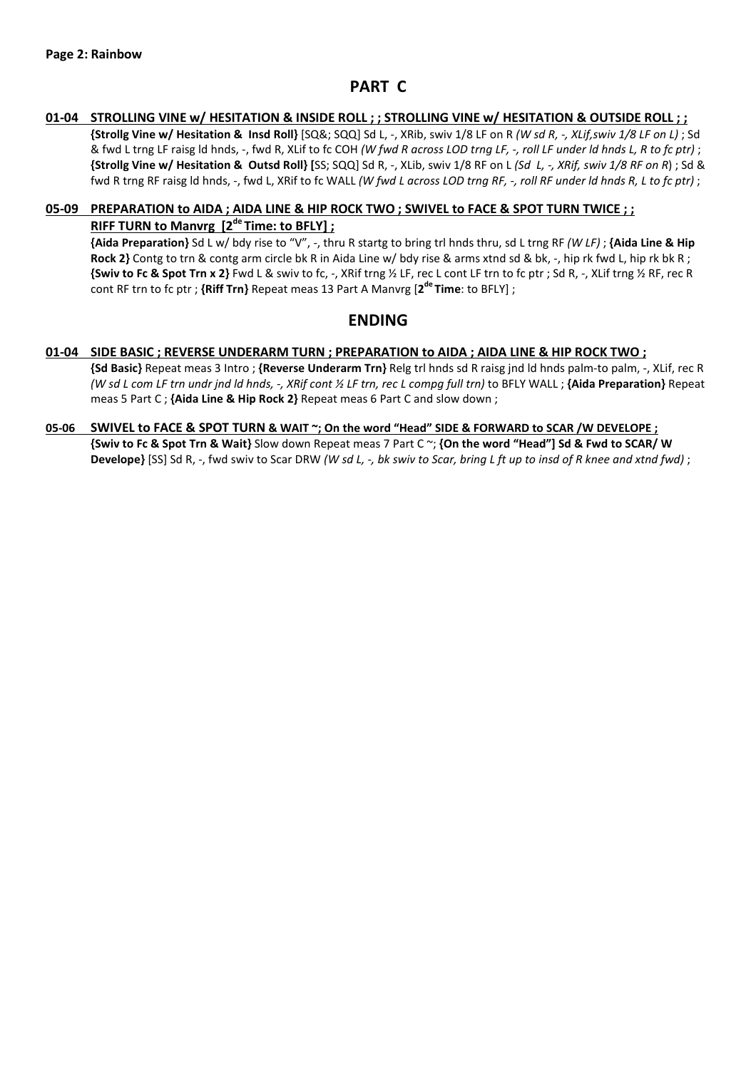**Page 2: Rainbow**

## PART C

**01-04 STROLLING VINE w/ HESITATION & INSIDE ROLL ; ; STROLLING VINE w/ HESITATION & OUTSIDE ROLL ; ;**

**{Strollg Vine w/ Hesitation & Insd Roll}** [SQ&; SQQ] Sd L, -, XRib, swiv 1/8 LF on R *(W sd R, -, XLif,swiv 1/8 LF on L)* ; Sd & fwd L trng LF raisg ld hnds, -, fwd R, XLif to fc COH *(W fwd R across LOD trng LF, -, roll LF under ld hnds L, R to fc ptr)* ; **{Strollg Vine w/ Hesitation & Outsd Roll} [**SS; SQQ] Sd R, -, XLib, swiv 1/8 RF on L *(Sd L, -, XRif, swiv 1/8 RF on R*) ; Sd & fwd R trng RF raisg ld hnds, -, fwd L, XRif to fc WALL *(W fwd L across LOD trng RF, -, roll RF under ld hnds R, L to fc ptr)* ;

**05-09 PREPARATION to AIDA ; AIDA LINE & HIP ROCK TWO ; SWIVEL to FACE & SPOT TURN TWICE ; ; RIFF TURN to Manvrg [2de Time: to BFLY] ;**

**{Aida Preparation}** Sd L w/ bdy rise to "V", -, thru R startg to bring trl hnds thru, sd L trng RF *(W LF)* ; **{Aida Line & Hip Rock 2}** Contg to trn & contg arm circle bk R in Aida Line w/ bdy rise & arms xtnd sd & bk, -, hip rk fwd L, hip rk bk R ; **{Swiv to Fc & Spot Trn x 2}** Fwd L & swiv to fc, -, XRif trng ½ LF, rec L cont LF trn to fc ptr ; Sd R, -, XLif trng ½ RF, rec R cont RF trn to fc ptr ; **{Riff Trn}** Repeat meas 13 Part A Manvrg [**2de Time**: to BFLY] ;

## ENDING

**01-04 SIDE BASIC ; REVERSE UNDERARM TURN ; PREPARATION to AIDA ; AIDA LINE & HIP ROCK TWO ;**

**{Sd Basic}** Repeat meas 3 Intro ; **{Reverse Underarm Trn}** Relg trl hnds sd R raisg jnd ld hnds palm-to palm, -, XLif, rec R *(W sd L com LF trn undr jnd ld hnds, -, XRif cont ½ LF trn, rec L compg full trn)* to BFLY WALL ; **{Aida Preparation}** Repeat meas 5 Part C ; **{Aida Line & Hip Rock 2}** Repeat meas 6 Part C and slow down ;

**05-06 SWIVEL to FACE & SPOT TURN & WAIT ~; On the word "Head" SIDE & FORWARD to SCAR /W DEVELOPE ;**

**{Swiv to Fc & Spot Trn & Wait}** Slow down Repeat meas 7 Part C ~; **{On the word "Head"] Sd & Fwd to SCAR/ W Develope}** [SS] Sd R, -, fwd swiv to Scar DRW *(W sd L, -, bk swiv to Scar, bring L ft up to insd of R knee and xtnd fwd)* ;